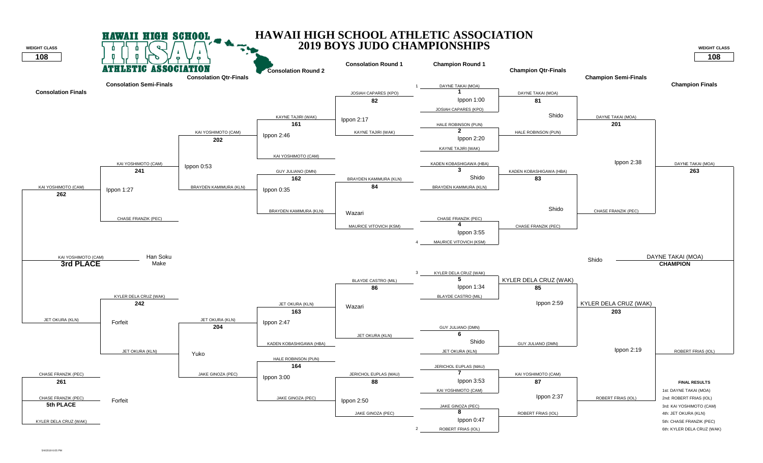# HAWAII HIGH SCHOOL ATHLETIC ASSOCIATION
## 2019 BOYS JUDO CHAMPIONSHIPS

**WEIGHT CLASS: 108**

### Champion Round 1

| Match | Competitor 1 | Competitor 2 | Result |
|---|---|---|---|
| 1 | DAYNE TAKAI (MOA) (Seed 1) | JOSIAH CAPARES (KPO) | Ippon 1:00 |
| 2 | HALE ROBINSON (PUN) | KAYNE TAJIRI (WAK) | Ippon 2:20 |
| 3 | KADEN KOBASHIGAWA (HBA) | BRAYDEN KAMIMURA (KLN) | Shido |
| 4 | CHASE FRANZIK (PEC) | MAURICE VITOVICH (KSM) (Seed 4) | Ippon 3:55 |
| 5 | KYLER DELA CRUZ (WAK) (Seed 3) | BLAYDE CASTRO (MIL) | Ippon 1:34 |
| 6 | GUY JULIANO (DMN) | JET OKURA (KLN) | Shido |
| 7 | JERICHOL EUPLAS (MAU) | KAI YOSHIMOTO (CAM) | Ippon 3:53 |
| 8 | JAKE GINOZA (PEC) | ROBERT FRIAS (IOL) (Seed 2) | Ippon 0:47 |

### Champion Qtr-Finals

| Match | Competitor 1 | Competitor 2 | Result |
|---|---|---|---|
| 81 | DAYNE TAKAI (MOA) | HALE ROBINSON (PUN) | Shido |
| 83 | KADEN KOBASHIGAWA (HBA) | CHASE FRANZIK (PEC) | Shido |
| 85 | KYLER DELA CRUZ (WAK) | GUY JULIANO (DMN) | Ippon 2:59 |
| 87 | KAI YOSHIMOTO (CAM) | ROBERT FRIAS (IOL) | Ippon 2:37 |

### Champion Semi-Finals

| Match | Competitor 1 | Competitor 2 | Result |
|---|---|---|---|
| 201 | DAYNE TAKAI (MOA) | CHASE FRANZIK (PEC) | Ippon 2:38 |
| 203 | KYLER DELA CRUZ (WAK) | ROBERT FRIAS (IOL) | Ippon 2:19 |

### Champion Finals

| Match | Competitor 1 | Competitor 2 | Result |
|---|---|---|---|
| 263 | DAYNE TAKAI (MOA) | ROBERT FRIAS (IOL) | Shido |

**CHAMPION: DAYNE TAKAI (MOA)**

### Consolation Round 1

| Match | Competitor 1 | Competitor 2 | Result |
|---|---|---|---|
| 82 | JOSIAH CAPARES (KPO) | KAYNE TAJIRI (WAK) | Ippon 2:17 |
| 84 | BRAYDEN KAMIMURA (KLN) | MAURICE VITOVICH (KSM) | Wazari |
| 86 | BLAYDE CASTRO (MIL) | JET OKURA (KLN) | Wazari |
| 88 | JERICHOL EUPLAS (MAU) | JAKE GINOZA (PEC) | Ippon 2:50 |

### Consolation Round 2

| Match | Competitor 1 | Competitor 2 | Result |
|---|---|---|---|
| 161 | KAYNE TAJIRI (WAK) | KAI YOSHIMOTO (CAM) | Ippon 2:46 |
| 162 | GUY JULIANO (DMN) | BRAYDEN KAMIMURA (KLN) | Ippon 0:35 |
| 163 | JET OKURA (KLN) | KADEN KOBASHIGAWA (HBA) | Ippon 2:47 |
| 164 | HALE ROBINSON (PUN) | JAKE GINOZA (PEC) | Ippon 3:00 |

### Consolation Qtr-Finals

| Match | Competitor 1 | Competitor 2 | Result |
|---|---|---|---|
| 202 | KAI YOSHIMOTO (CAM) | BRAYDEN KAMIMURA (KLN) | Ippon 0:53 |
| 204 | JET OKURA (KLN) | JAKE GINOZA (PEC) | Yuko |

### Consolation Semi-Finals

| Match | Competitor 1 | Competitor 2 | Result |
|---|---|---|---|
| 241 | KAI YOSHIMOTO (CAM) | CHASE FRANZIK (PEC) | Ippon 1:27 |
| 242 | KYLER DELA CRUZ (WAK) | JET OKURA (KLN) | Forfeit |

### Consolation Finals

| Match | Competitor 1 | Competitor 2 | Result |
|---|---|---|---|
| 262 | KAI YOSHIMOTO (CAM) | JET OKURA (KLN) | Han Soku Make |
| 261 | CHASE FRANZIK (PEC) | KYLER DELA CRUZ (WAK) | Forfeit |

**3rd PLACE: KAI YOSHIMOTO (CAM)**

**5th PLACE: CHASE FRANZIK (PEC)**

### FINAL RESULTS

- 1st: DAYNE TAKAI (MOA)
- 2nd: ROBERT FRIAS (IOL)
- 3rd: KAI YOSHIMOTO (CAM)
- 4th: JET OKURA (KLN)
- 5th: CHASE FRANZIK (PEC)
- 6th: KYLER DELA CRUZ (WAK)

5/4/2019 6:05 PM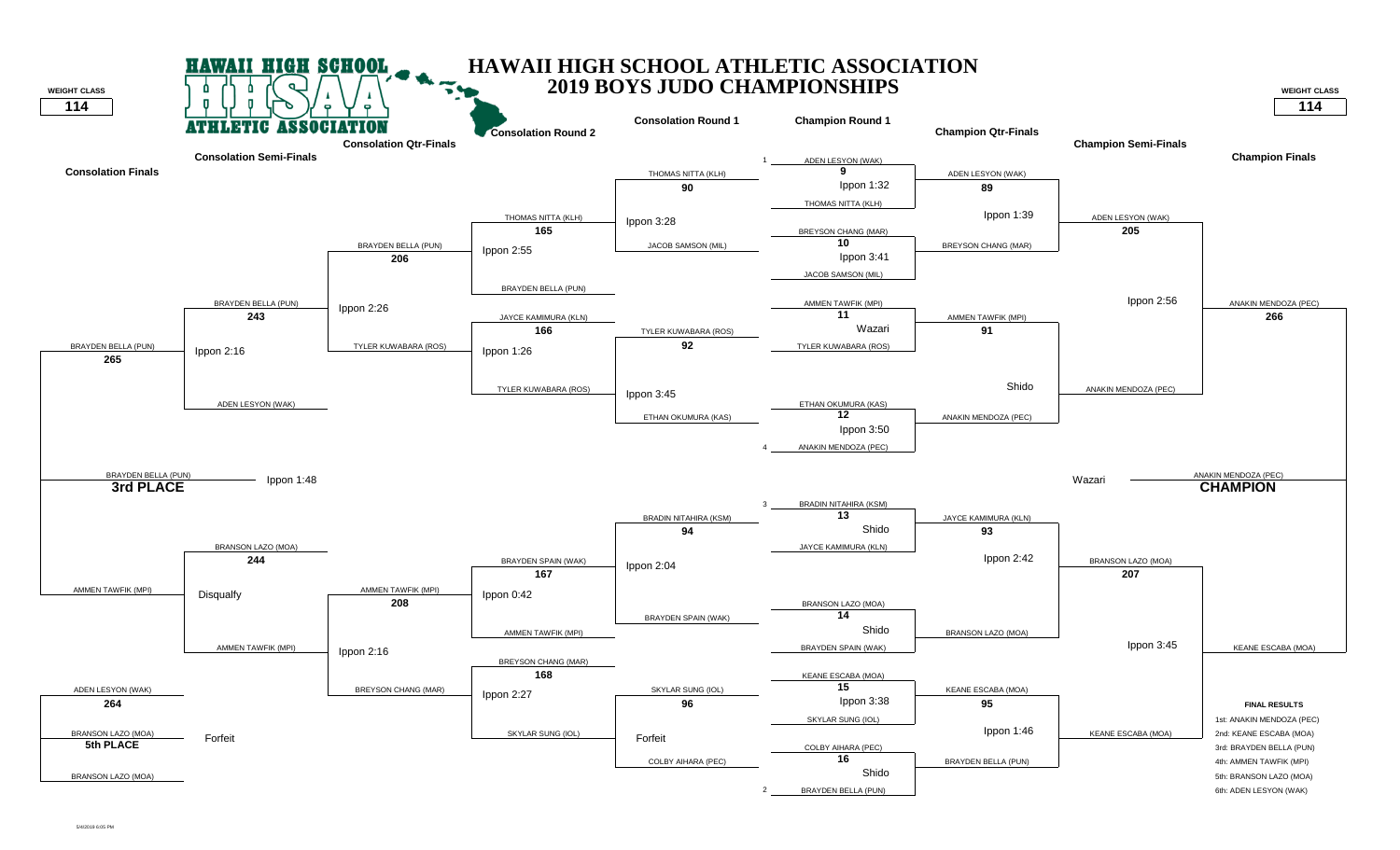# HAWAII HIGH SCHOOL ATHLETIC ASSOCIATION
## 2019 BOYS JUDO CHAMPIONSHIPS

**WEIGHT CLASS: 114**

### Champion Round 1

| Bout | Competitor 1 | Competitor 2 | Result |
|---|---|---|---|
| 9 | 1 ADEN LESYON (WAK) | THOMAS NITTA (KLH) | Ippon 1:32 |
| 10 | BREYSON CHANG (MAR) | JACOB SAMSON (MIL) | Ippon 3:41 |
| 11 | AMMEN TAWFIK (MPI) | TYLER KUWABARA (ROS) | Wazari |
| 12 | ETHAN OKUMURA (KAS) | 4 ANAKIN MENDOZA (PEC) | Ippon 3:50 |
| 13 | 3 BRADIN NITAHIRA (KSM) | JAYCE KAMIMURA (KLN) | Shido |
| 14 | BRANSON LAZO (MOA) | BRAYDEN SPAIN (WAK) | Shido |
| 15 | KEANE ESCABA (MOA) | SKYLAR SUNG (IOL) | Ippon 3:38 |
| 16 | COLBY AIHARA (PEC) | 2 BRAYDEN BELLA (PUN) | Shido |

### Champion Qtr-Finals

| Bout | Competitor 1 | Competitor 2 | Result |
|---|---|---|---|
| 89 | ADEN LESYON (WAK) | BREYSON CHANG (MAR) | Ippon 1:39 |
| 91 | AMMEN TAWFIK (MPI) | ANAKIN MENDOZA (PEC) | Shido |
| 93 | JAYCE KAMIMURA (KLN) | BRANSON LAZO (MOA) | Ippon 2:42 |
| 95 | KEANE ESCABA (MOA) | BRAYDEN BELLA (PUN) | Ippon 1:46 |

### Champion Semi-Finals

| Bout | Competitor 1 | Competitor 2 | Result |
|---|---|---|---|
| 205 | ADEN LESYON (WAK) | ANAKIN MENDOZA (PEC) | Ippon 2:56 |
| 207 | BRANSON LAZO (MOA) | KEANE ESCABA (MOA) | Ippon 3:45 |

### Champion Finals

| Bout | Competitor 1 | Competitor 2 | Result |
|---|---|---|---|
| 266 | ANAKIN MENDOZA (PEC) | KEANE ESCABA (MOA) | Wazari |

**CHAMPION:** ANAKIN MENDOZA (PEC)

### Consolation Round 1

| Bout | Competitor 1 | Competitor 2 | Result |
|---|---|---|---|
| 90 | THOMAS NITTA (KLH) | JACOB SAMSON (MIL) | Ippon 3:28 |
| 92 | TYLER KUWABARA (ROS) | ETHAN OKUMURA (KAS) | Ippon 3:45 |
| 94 | BRADIN NITAHIRA (KSM) | BRAYDEN SPAIN (WAK) | Ippon 2:04 |
| 96 | SKYLAR SUNG (IOL) | COLBY AIHARA (PEC) | Forfeit |

### Consolation Round 2

| Bout | Competitor 1 | Competitor 2 | Result |
|---|---|---|---|
| 165 | THOMAS NITTA (KLH) | BRAYDEN BELLA (PUN) | Ippon 2:55 |
| 166 | JAYCE KAMIMURA (KLN) | TYLER KUWABARA (ROS) | Ippon 1:26 |
| 167 | BRAYDEN SPAIN (WAK) | AMMEN TAWFIK (MPI) | Ippon 0:42 |
| 168 | BREYSON CHANG (MAR) | SKYLAR SUNG (IOL) | Ippon 2:27 |

### Consolation Qtr-Finals

| Bout | Competitor 1 | Competitor 2 | Result |
|---|---|---|---|
| 206 | BRAYDEN BELLA (PUN) | TYLER KUWABARA (ROS) | Ippon 2:26 |
| 208 | AMMEN TAWFIK (MPI) | BREYSON CHANG (MAR) | Ippon 2:16 |

### Consolation Semi-Finals

| Bout | Competitor 1 | Competitor 2 | Result |
|---|---|---|---|
| 243 | BRAYDEN BELLA (PUN) | ADEN LESYON (WAK) | Ippon 2:16 |
| 244 | BRANSON LAZO (MOA) | AMMEN TAWFIK (MPI) | Disqualfy |

### Consolation Finals

| Bout | Competitor 1 | Competitor 2 | Result |
|---|---|---|---|
| 265 | BRAYDEN BELLA (PUN) | AMMEN TAWFIK (MPI) | Ippon 1:48 |
| 264 | ADEN LESYON (WAK) | BRANSON LAZO (MOA) | Forfeit |

**3rd PLACE:** BRAYDEN BELLA (PUN)

**5th PLACE:** BRANSON LAZO (MOA)

### FINAL RESULTS

1st: ANAKIN MENDOZA (PEC)
2nd: KEANE ESCABA (MOA)
3rd: BRAYDEN BELLA (PUN)
4th: AMMEN TAWFIK (MPI)
5th: BRANSON LAZO (MOA)
6th: ADEN LESYON (WAK)

5/4/2019 6:05 PM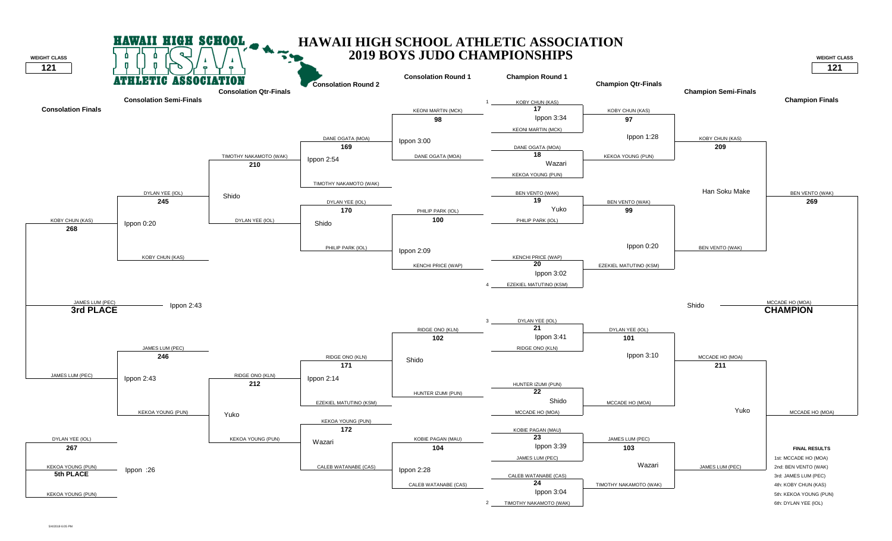# HAWAII HIGH SCHOOL ATHLETIC ASSOCIATION
## 2019 BOYS JUDO CHAMPIONSHIPS

**WEIGHT CLASS 121**

### Champion Round 1

| Bout | Competitor 1 | Competitor 2 | Result |
|---|---|---|---|
| 17 | 1 KOBY CHUN (KAS) | KEONI MARTIN (MCK) | Ippon 3:34 |
| 18 | DANE OGATA (MOA) | KEKOA YOUNG (PUN) | Wazari |
| 19 | BEN VENTO (WAK) | PHILIP PARK (IOL) | Yuko |
| 20 | KENCHI PRICE (WAP) | 4 EZEKIEL MATUTINO (KSM) | Ippon 3:02 |
| 21 | 3 DYLAN YEE (IOL) | RIDGE ONO (KLN) | Ippon 3:41 |
| 22 | HUNTER IZUMI (PUN) | MCCADE HO (MOA) | Shido |
| 23 | KOBIE PAGAN (MAU) | JAMES LUM (PEC) | Ippon 3:39 |
| 24 | CALEB WATANABE (CAS) | 2 TIMOTHY NAKAMOTO (WAK) | Ippon 3:04 |

### Champion Qtr-Finals

| Bout | Competitor 1 | Competitor 2 | Result |
|---|---|---|---|
| 97 | KOBY CHUN (KAS) | KEKOA YOUNG (PUN) | Ippon 1:28 |
| 99 | BEN VENTO (WAK) | EZEKIEL MATUTINO (KSM) | Ippon 0:20 |
| 101 | DYLAN YEE (IOL) | MCCADE HO (MOA) | Ippon 3:10 |
| 103 | JAMES LUM (PEC) | TIMOTHY NAKAMOTO (WAK) | Wazari |

### Champion Semi-Finals

| Bout | Competitor 1 | Competitor 2 | Result |
|---|---|---|---|
| 209 | KOBY CHUN (KAS) | BEN VENTO (WAK) | Han Soku Make |
| 211 | MCCADE HO (MOA) | JAMES LUM (PEC) | Yuko |

### Champion Finals

| Bout | Competitor 1 | Competitor 2 | Result |
|---|---|---|---|
| 269 | BEN VENTO (WAK) | MCCADE HO (MOA) | Shido |

**CHAMPION:** MCCADE HO (MOA)

### Consolation Round 1

| Bout | Competitor 1 | Competitor 2 | Result |
|---|---|---|---|
| 98 | KEONI MARTIN (MCK) | DANE OGATA (MOA) | Ippon 3:00 |
| 100 | PHILIP PARK (IOL) | KENCHI PRICE (WAP) | Ippon 2:09 |
| 102 | RIDGE ONO (KLN) | HUNTER IZUMI (PUN) | Shido |
| 104 | KOBIE PAGAN (MAU) | CALEB WATANABE (CAS) | Ippon 2:28 |

### Consolation Round 2

| Bout | Competitor 1 | Competitor 2 | Result |
|---|---|---|---|
| 169 | DANE OGATA (MOA) | TIMOTHY NAKAMOTO (WAK) | Ippon 2:54 |
| 170 | DYLAN YEE (IOL) | PHILIP PARK (IOL) | Shido |
| 171 | RIDGE ONO (KLN) | EZEKIEL MATUTINO (KSM) | Ippon 2:14 |
| 172 | KEKOA YOUNG (PUN) | CALEB WATANABE (CAS) | Wazari |

### Consolation Qtr-Finals

| Bout | Competitor 1 | Competitor 2 | Result |
|---|---|---|---|
| 210 | TIMOTHY NAKAMOTO (WAK) | DYLAN YEE (IOL) | Shido |
| 212 | RIDGE ONO (KLN) | KEKOA YOUNG (PUN) | Yuko |

### Consolation Semi-Finals

| Bout | Competitor 1 | Competitor 2 | Result |
|---|---|---|---|
| 245 | DYLAN YEE (IOL) | KOBY CHUN (KAS) | Ippon 0:20 |
| 246 | JAMES LUM (PEC) | KEKOA YOUNG (PUN) | Ippon 2:43 |

### Consolation Finals

| Bout | Competitor 1 | Competitor 2 | Result |
|---|---|---|---|
| 268 | KOBY CHUN (KAS) | JAMES LUM (PEC) | Ippon 2:43 |
| 267 | DYLAN YEE (IOL) | KEKOA YOUNG (PUN) | Ippon :26 |

**3rd PLACE:** JAMES LUM (PEC)

**5th PLACE:** KEKOA YOUNG (PUN)

### FINAL RESULTS

1st: MCCADE HO (MOA)
2nd: BEN VENTO (WAK)
3rd: JAMES LUM (PEC)
4th: KOBY CHUN (KAS)
5th: KEKOA YOUNG (PUN)
6th: DYLAN YEE (IOL)

5/4/2019 6:05 PM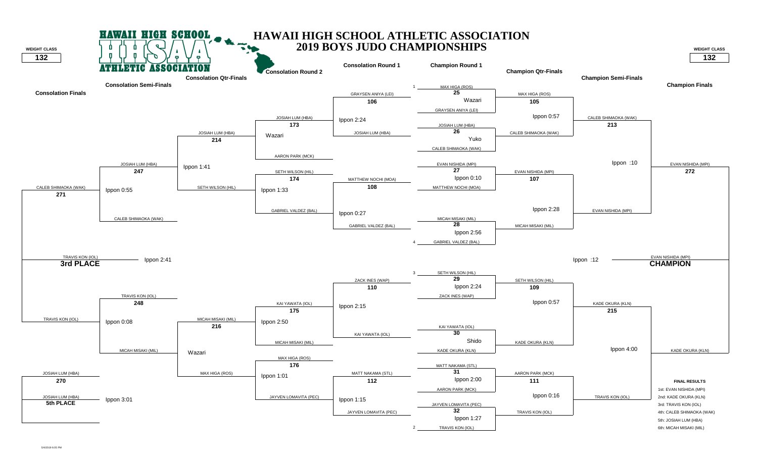# HAWAII HIGH SCHOOL ATHLETIC ASSOCIATION
## 2019 BOYS JUDO CHAMPIONSHIPS

**WEIGHT CLASS 132**

### Champion Round 1

| Bout | Competitor 1 | Competitor 2 | Result |
|---|---|---|---|
| 25 | 1 MAX HIGA (ROS) | GRAYSEN ANIYA (LEI) | Wazari |
| 26 | JOSIAH LUM (HBA) | CALEB SHIMAOKA (WAK) | Yuko |
| 27 | EVAN NISHIDA (MPI) | MATTHEW NOCHI (MOA) | Ippon 0:10 |
| 28 | MICAH MISAKI (MIL) | 4 GABRIEL VALDEZ (BAL) | Ippon 2:56 |
| 29 | 3 SETH WILSON (HIL) | ZACK INES (WAP) | Ippon 2:24 |
| 30 | KAI YAWATA (IOL) | KADE OKURA (KLN) | Shido |
| 31 | MATT NAKAMA (STL) | AARON PARK (MCK) | Ippon 2:00 |
| 32 | JAYVEN LOMAVITA (PEC) | 2 TRAVIS KON (IOL) | Ippon 1:27 |

### Champion Qtr-Finals

| Bout | Competitor 1 | Competitor 2 | Result |
|---|---|---|---|
| 105 | MAX HIGA (ROS) | CALEB SHIMAOKA (WAK) | Ippon 0:57 |
| 107 | EVAN NISHIDA (MPI) | MICAH MISAKI (MIL) | Ippon 2:28 |
| 109 | SETH WILSON (HIL) | KADE OKURA (KLN) | Ippon 0:57 |
| 111 | AARON PARK (MCK) | TRAVIS KON (IOL) | Ippon 0:16 |

### Champion Semi-Finals

| Bout | Competitor 1 | Competitor 2 | Result |
|---|---|---|---|
| 213 | CALEB SHIMAOKA (WAK) | EVAN NISHIDA (MPI) | Ippon :10 |
| 215 | KADE OKURA (KLN) | TRAVIS KON (IOL) | Ippon 4:00 |

### Champion Finals

| Bout | Competitor 1 | Competitor 2 | Result |
|---|---|---|---|
| 272 | EVAN NISHIDA (MPI) | KADE OKURA (KLN) | Ippon :12 |

**CHAMPION:** EVAN NISHIDA (MPI)

### Consolation Round 1

| Bout | Competitor 1 | Competitor 2 | Result |
|---|---|---|---|
| 106 | GRAYSEN ANIYA (LEI) | JOSIAH LUM (HBA) | Ippon 2:24 |
| 108 | MATTHEW NOCHI (MOA) | GABRIEL VALDEZ (BAL) | Ippon 0:27 |
| 110 | ZACK INES (WAP) | KAI YAWATA (IOL) | Ippon 2:15 |
| 112 | MATT NAKAMA (STL) | JAYVEN LOMAVITA (PEC) | Ippon 1:15 |

### Consolation Round 2

| Bout | Competitor 1 | Competitor 2 | Result |
|---|---|---|---|
| 173 | JOSIAH LUM (HBA) | AARON PARK (MCK) | Wazari |
| 174 | SETH WILSON (HIL) | GABRIEL VALDEZ (BAL) | Ippon 1:33 |
| 175 | KAI YAWATA (IOL) | MICAH MISAKI (MIL) | Ippon 2:50 |
| 176 | MAX HIGA (ROS) | JAYVEN LOMAVITA (PEC) | Ippon 1:01 |

### Consolation Qtr-Finals

| Bout | Competitor 1 | Competitor 2 | Result |
|---|---|---|---|
| 214 | JOSIAH LUM (HBA) | SETH WILSON (HIL) | Ippon 1:41 |
| 216 | MICAH MISAKI (MIL) | MAX HIGA (ROS) | Wazari |

### Consolation Semi-Finals

| Bout | Competitor 1 | Competitor 2 | Result |
|---|---|---|---|
| 247 | JOSIAH LUM (HBA) | CALEB SHIMAOKA (WAK) | Ippon 0:55 |
| 248 | TRAVIS KON (IOL) | MICAH MISAKI (MIL) | Ippon 0:08 |

### Consolation Finals

| Bout | Competitor 1 | Competitor 2 | Result |
|---|---|---|---|
| 271 | CALEB SHIMAOKA (WAK) | TRAVIS KON (IOL) | Ippon 2:41 |
| 270 | JOSIAH LUM (HBA) | | Ippon 3:01 |

**3rd PLACE:** TRAVIS KON (IOL)

**5th PLACE:** JOSIAH LUM (HBA)

### FINAL RESULTS

1st: EVAN NISHIDA (MPI)
2nd: KADE OKURA (KLN)
3rd: TRAVIS KON (IOL)
4th: CALEB SHIMAOKA (WAK)
5th: JOSIAH LUM (HBA)
6th: MICAH MISAKI (MIL)

5/4/2019 6:05 PM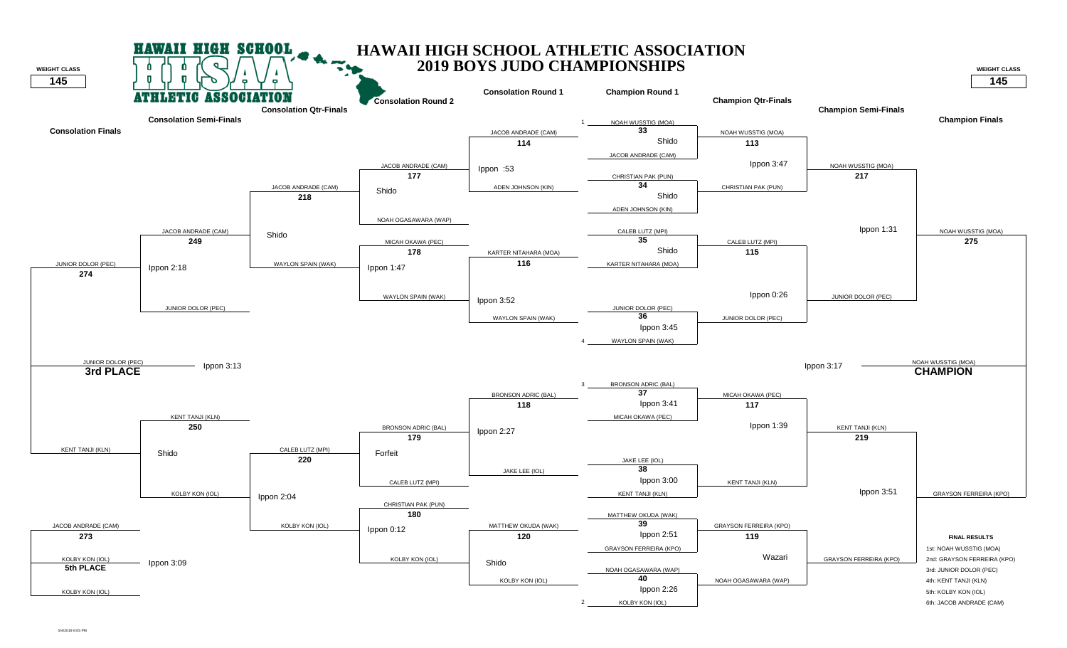# HAWAII HIGH SCHOOL ATHLETIC ASSOCIATION
## 2019 BOYS JUDO CHAMPIONSHIPS

**WEIGHT CLASS 145**

### Champion Round 1

| Match | Competitor 1 | Competitor 2 | Result |
|---|---|---|---|
| 33 | 1 NOAH WUSSTIG (MOA) | JACOB ANDRADE (CAM) | Shido |
| 34 | CHRISTIAN PAK (PUN) | ADEN JOHNSON (KIN) | Shido |
| 35 | CALEB LUTZ (MPI) | KARTER NITAHARA (MOA) | Shido |
| 36 | JUNIOR DOLOR (PEC) | 4 WAYLON SPAIN (WAK) | Ippon 3:45 |
| 37 | 3 BRONSON ADRIC (BAL) | MICAH OKAWA (PEC) | Ippon 3:41 |
| 38 | JAKE LEE (IOL) | KENT TANJI (KLN) | Ippon 3:00 |
| 39 | MATTHEW OKUDA (WAK) | GRAYSON FERREIRA (KPO) | Ippon 2:51 |
| 40 | NOAH OGASAWARA (WAP) | 2 KOLBY KON (IOL) | Ippon 2:26 |

### Champion Qtr-Finals

| Match | Competitor 1 | Competitor 2 | Result |
|---|---|---|---|
| 113 | NOAH WUSSTIG (MOA) | CHRISTIAN PAK (PUN) | Ippon 3:47 |
| 115 | CALEB LUTZ (MPI) | JUNIOR DOLOR (PEC) | Ippon 0:26 |
| 117 | MICAH OKAWA (PEC) | KENT TANJI (KLN) | Ippon 1:39 |
| 119 | GRAYSON FERREIRA (KPO) | NOAH OGASAWARA (WAP) | Wazari |

### Champion Semi-Finals

| Match | Competitor 1 | Competitor 2 | Result |
|---|---|---|---|
| 217 | NOAH WUSSTIG (MOA) | JUNIOR DOLOR (PEC) | Ippon 1:31 |
| 219 | KENT TANJI (KLN) | GRAYSON FERREIRA (KPO) | Ippon 3:51 |

### Champion Finals

| Match | Competitor 1 | Competitor 2 | Result |
|---|---|---|---|
| 275 | NOAH WUSSTIG (MOA) | GRAYSON FERREIRA (KPO) | Ippon 3:17 |

**CHAMPION:** NOAH WUSSTIG (MOA)

### Consolation Round 1

| Match | Competitor 1 | Competitor 2 | Result |
|---|---|---|---|
| 114 | JACOB ANDRADE (CAM) | ADEN JOHNSON (KIN) | Ippon :53 |
| 116 | KARTER NITAHARA (MOA) | WAYLON SPAIN (WAK) | Ippon 3:52 |
| 118 | BRONSON ADRIC (BAL) | JAKE LEE (IOL) | Ippon 2:27 |
| 120 | MATTHEW OKUDA (WAK) | KOLBY KON (IOL) | Shido |

### Consolation Round 2

| Match | Competitor 1 | Competitor 2 | Result |
|---|---|---|---|
| 177 | JACOB ANDRADE (CAM) | NOAH OGASAWARA (WAP) | Shido |
| 178 | MICAH OKAWA (PEC) | WAYLON SPAIN (WAK) | Ippon 1:47 |
| 179 | BRONSON ADRIC (BAL) | CALEB LUTZ (MPI) | Forfeit |
| 180 | CHRISTIAN PAK (PUN) | KOLBY KON (IOL) | Ippon 0:12 |

### Consolation Qtr-Finals

| Match | Competitor 1 | Competitor 2 | Result |
|---|---|---|---|
| 218 | JACOB ANDRADE (CAM) | WAYLON SPAIN (WAK) | Shido |
| 220 | CALEB LUTZ (MPI) | KOLBY KON (IOL) | Ippon 2:04 |

### Consolation Semi-Finals

| Match | Competitor 1 | Competitor 2 | Result |
|---|---|---|---|
| 249 | JACOB ANDRADE (CAM) | JUNIOR DOLOR (PEC) | Ippon 2:18 |
| 250 | KENT TANJI (KLN) | KOLBY KON (IOL) | Shido |

### Consolation Finals

| Match | Competitor 1 | Competitor 2 | Result |
|---|---|---|---|
| 274 | JUNIOR DOLOR (PEC) | KENT TANJI (KLN) | Ippon 3:13 |
| 273 | JACOB ANDRADE (CAM) | KOLBY KON (IOL) | Ippon 3:09 |

**3rd PLACE:** JUNIOR DOLOR (PEC)

**5th PLACE:** KOLBY KON (IOL)

### FINAL RESULTS

1st: NOAH WUSSTIG (MOA)
2nd: GRAYSON FERREIRA (KPO)
3rd: JUNIOR DOLOR (PEC)
4th: KENT TANJI (KLN)
5th: KOLBY KON (IOL)
6th: JACOB ANDRADE (CAM)

5/4/2019 6:05 PM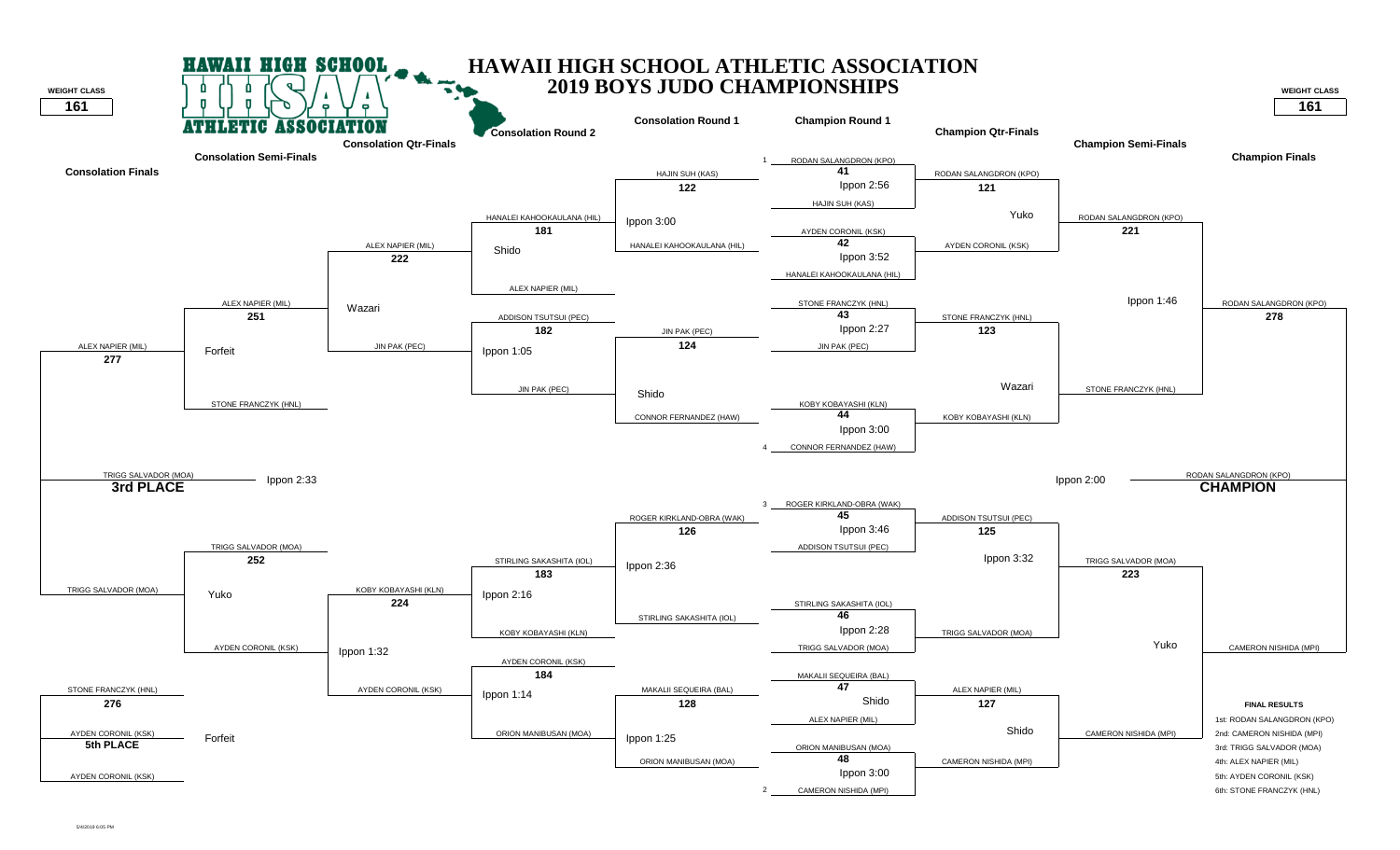# HAWAII HIGH SCHOOL ATHLETIC ASSOCIATION
## 2019 BOYS JUDO CHAMPIONSHIPS

**WEIGHT CLASS 161**

### Champion Round 1

| Bout | Competitor 1 | Competitor 2 | Result |
|---|---|---|---|
| 41 | 1 RODAN SALANGDRON (KPO) | HAJIN SUH (KAS) | Ippon 2:56 |
| 42 | AYDEN CORONIL (KSK) | HANALEI KAHOOKAULANA (HIL) | Ippon 3:52 |
| 43 | STONE FRANCZYK (HNL) | JIN PAK (PEC) | Ippon 2:27 |
| 44 | KOBY KOBAYASHI (KLN) | 4 CONNOR FERNANDEZ (HAW) | Ippon 3:00 |
| 45 | 3 ROGER KIRKLAND-OBRA (WAK) | ADDISON TSUTSUI (PEC) | Ippon 3:46 |
| 46 | STIRLING SAKASHITA (IOL) | TRIGG SALVADOR (MOA) | Ippon 2:28 |
| 47 | MAKALII SEQUEIRA (BAL) | ALEX NAPIER (MIL) | Shido |
| 48 | ORION MANIBUSAN (MOA) | 2 CAMERON NISHIDA (MPI) | Ippon 3:00 |

### Champion Qtr-Finals

| Bout | Competitor 1 | Competitor 2 | Result |
|---|---|---|---|
| 121 | RODAN SALANGDRON (KPO) | AYDEN CORONIL (KSK) | Yuko |
| 123 | STONE FRANCZYK (HNL) | KOBY KOBAYASHI (KLN) | Wazari |
| 125 | ADDISON TSUTSUI (PEC) | TRIGG SALVADOR (MOA) | Ippon 3:32 |
| 127 | ALEX NAPIER (MIL) | CAMERON NISHIDA (MPI) | Shido |

### Champion Semi-Finals

| Bout | Competitor 1 | Competitor 2 | Result |
|---|---|---|---|
| 221 | RODAN SALANGDRON (KPO) | STONE FRANCZYK (HNL) | Ippon 1:46 |
| 223 | TRIGG SALVADOR (MOA) | CAMERON NISHIDA (MPI) | Yuko |

### Champion Finals

| Bout | Competitor 1 | Competitor 2 | Result |
|---|---|---|---|
| 278 | RODAN SALANGDRON (KPO) | CAMERON NISHIDA (MPI) | Ippon 2:00 |

**CHAMPION:** RODAN SALANGDRON (KPO)

### Consolation Round 1

| Bout | Competitor 1 | Competitor 2 | Result |
|---|---|---|---|
| 122 | HAJIN SUH (KAS) | HANALEI KAHOOKAULANA (HIL) | Ippon 3:00 |
| 124 | JIN PAK (PEC) | CONNOR FERNANDEZ (HAW) | Shido |
| 126 | ROGER KIRKLAND-OBRA (WAK) | STIRLING SAKASHITA (IOL) | Ippon 2:36 |
| 128 | MAKALII SEQUEIRA (BAL) | ORION MANIBUSAN (MOA) | Ippon 1:25 |

### Consolation Round 2

| Bout | Competitor 1 | Competitor 2 | Result |
|---|---|---|---|
| 181 | HANALEI KAHOOKAULANA (HIL) | ALEX NAPIER (MIL) | Shido |
| 182 | ADDISON TSUTSUI (PEC) | JIN PAK (PEC) | Ippon 1:05 |
| 183 | STIRLING SAKASHITA (IOL) | KOBY KOBAYASHI (KLN) | Ippon 2:16 |
| 184 | AYDEN CORONIL (KSK) | ORION MANIBUSAN (MOA) | Ippon 1:14 |

### Consolation Qtr-Finals

| Bout | Competitor 1 | Competitor 2 | Result |
|---|---|---|---|
| 222 | ALEX NAPIER (MIL) | JIN PAK (PEC) | Wazari |
| 224 | KOBY KOBAYASHI (KLN) | AYDEN CORONIL (KSK) | Ippon 1:32 |

### Consolation Semi-Finals

| Bout | Competitor 1 | Competitor 2 | Result |
|---|---|---|---|
| 251 | ALEX NAPIER (MIL) | STONE FRANCZYK (HNL) | Forfeit |
| 252 | TRIGG SALVADOR (MOA) | AYDEN CORONIL (KSK) | Yuko |

### Consolation Finals

| Bout | Competitor 1 | Competitor 2 | Result |
|---|---|---|---|
| 277 | ALEX NAPIER (MIL) | TRIGG SALVADOR (MOA) | Ippon 2:33 |
| 276 | STONE FRANCZYK (HNL) | AYDEN CORONIL (KSK) | Forfeit |

**3rd PLACE:** TRIGG SALVADOR (MOA)

**5th PLACE:** AYDEN CORONIL (KSK)

### FINAL RESULTS

1st: RODAN SALANGDRON (KPO)
2nd: CAMERON NISHIDA (MPI)
3rd: TRIGG SALVADOR (MOA)
4th: ALEX NAPIER (MIL)
5th: AYDEN CORONIL (KSK)
6th: STONE FRANCZYK (HNL)

5/4/2019 6:05 PM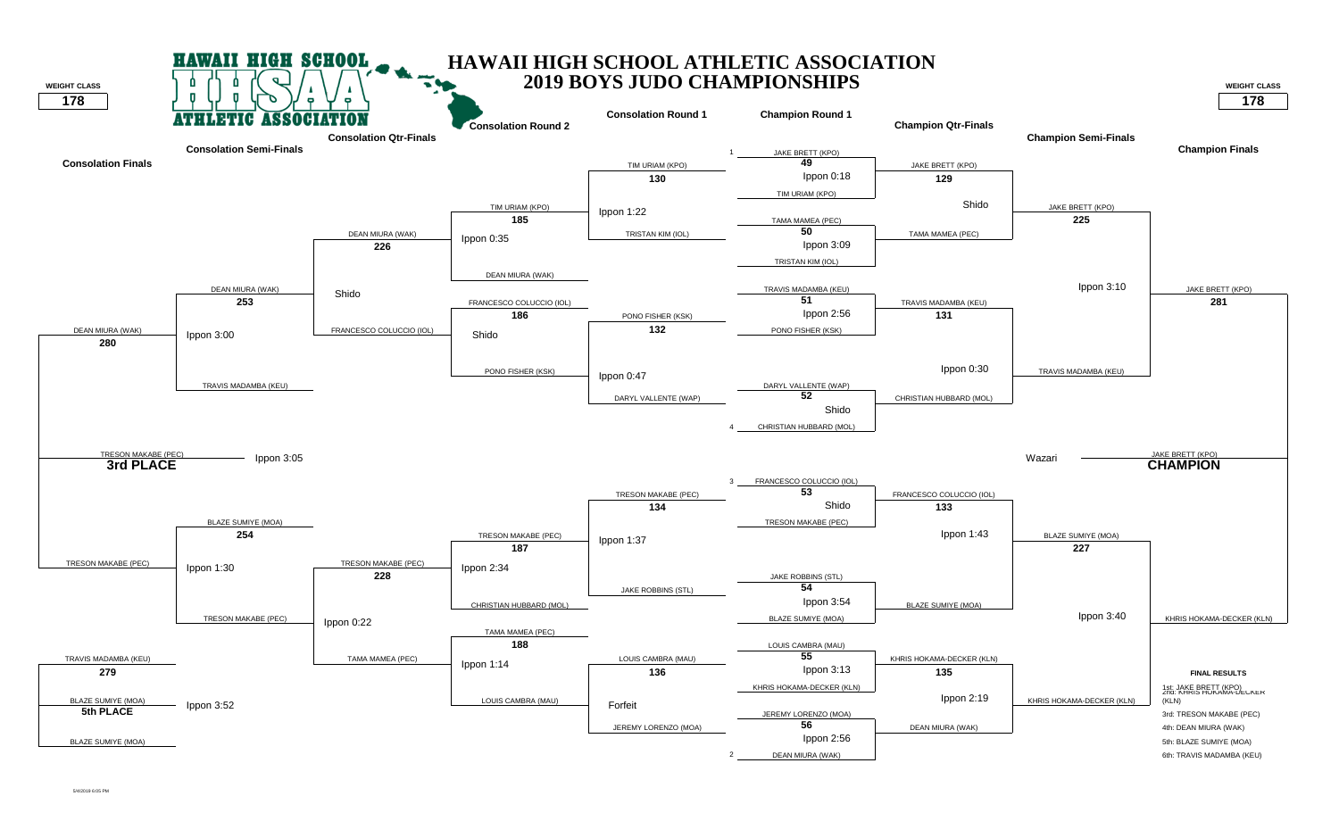# HAWAII HIGH SCHOOL ATHLETIC ASSOCIATION
## 2019 BOYS JUDO CHAMPIONSHIPS

**WEIGHT CLASS: 178**

### Champion Bracket

**Champion Round 1**

| Bout | Competitor 1 | Competitor 2 | Result |
|---|---|---|---|
| 49 | 1 JAKE BRETT (KPO) | TIM URIAM (KPO) | Ippon 0:18 |
| 50 | TAMA MAMEA (PEC) | TRISTAN KIM (IOL) | Ippon 3:09 |
| 51 | TRAVIS MADAMBA (KEU) | PONO FISHER (KSK) | Ippon 2:56 |
| 52 | DARYL VALLENTE (WAP) | 4 CHRISTIAN HUBBARD (MOL) | Shido |
| 53 | 3 FRANCESCO COLUCCIO (IOL) | TRESON MAKABE (PEC) | Shido |
| 54 | JAKE ROBBINS (STL) | BLAZE SUMIYE (MOA) | Ippon 3:54 |
| 55 | LOUIS CAMBRA (MAU) | KHRIS HOKAMA-DECKER (KLN) | Ippon 3:13 |
| 56 | JEREMY LORENZO (MOA) | 2 DEAN MIURA (WAK) | Ippon 2:56 |

**Champion Qtr-Finals**

| Bout | Competitor 1 | Competitor 2 | Result |
|---|---|---|---|
| 129 | JAKE BRETT (KPO) | TAMA MAMEA (PEC) | Shido |
| 131 | TRAVIS MADAMBA (KEU) | CHRISTIAN HUBBARD (MOL) | Ippon 0:30 |
| 133 | FRANCESCO COLUCCIO (IOL) | BLAZE SUMIYE (MOA) | Ippon 1:43 |
| 135 | KHRIS HOKAMA-DECKER (KLN) | DEAN MIURA (WAK) | Ippon 2:19 |

**Champion Semi-Finals**

| Bout | Competitor 1 | Competitor 2 | Result |
|---|---|---|---|
| 225 | JAKE BRETT (KPO) | TRAVIS MADAMBA (KEU) | Ippon 3:10 |
| 227 | BLAZE SUMIYE (MOA) | KHRIS HOKAMA-DECKER (KLN) | Ippon 3:40 |

**Champion Finals**

| Bout | Competitor 1 | Competitor 2 | Result |
|---|---|---|---|
| 281 | JAKE BRETT (KPO) | KHRIS HOKAMA-DECKER (KLN) | Wazari |

**CHAMPION:** JAKE BRETT (KPO)

### Consolation Bracket

**Consolation Round 1**

| Bout | Competitor 1 | Competitor 2 | Result |
|---|---|---|---|
| 130 | TIM URIAM (KPO) | TRISTAN KIM (IOL) | Ippon 1:22 |
| 132 | PONO FISHER (KSK) | DARYL VALLENTE (WAP) | Ippon 0:47 |
| 134 | TRESON MAKABE (PEC) | JAKE ROBBINS (STL) | Ippon 1:37 |
| 136 | LOUIS CAMBRA (MAU) | JEREMY LORENZO (MOA) | Forfeit |

**Consolation Round 2**

| Bout | Competitor 1 | Competitor 2 | Result |
|---|---|---|---|
| 185 | TIM URIAM (KPO) | DEAN MIURA (WAK) | Ippon 0:35 |
| 186 | FRANCESCO COLUCCIO (IOL) | PONO FISHER (KSK) | Shido |
| 187 | TRESON MAKABE (PEC) | CHRISTIAN HUBBARD (MOL) | Ippon 2:34 |
| 188 | TAMA MAMEA (PEC) | LOUIS CAMBRA (MAU) | Ippon 1:14 |

**Consolation Qtr-Finals**

| Bout | Competitor 1 | Competitor 2 | Result |
|---|---|---|---|
| 226 | DEAN MIURA (WAK) | FRANCESCO COLUCCIO (IOL) | Shido |
| 228 | TRESON MAKABE (PEC) | TAMA MAMEA (PEC) | Ippon 0:22 |

**Consolation Semi-Finals**

| Bout | Competitor 1 | Competitor 2 | Result |
|---|---|---|---|
| 253 | DEAN MIURA (WAK) | TRAVIS MADAMBA (KEU) | Ippon 3:00 |
| 254 | BLAZE SUMIYE (MOA) | TRESON MAKABE (PEC) | Ippon 1:30 |

**Consolation Finals**

| Bout | Competitor 1 | Competitor 2 | Result |
|---|---|---|---|
| 280 | DEAN MIURA (WAK) | TRESON MAKABE (PEC) | Ippon 3:05 |
| 279 | TRAVIS MADAMBA (KEU) | BLAZE SUMIYE (MOA) | Ippon 3:52 |

**3rd PLACE:** TRESON MAKABE (PEC)

**5th PLACE:** BLAZE SUMIYE (MOA)

### FINAL RESULTS

1st: JAKE BRETT (KPO)
2nd: KHRIS HOKAMA-DECKER (KLN)
3rd: TRESON MAKABE (PEC)
4th: DEAN MIURA (WAK)
5th: BLAZE SUMIYE (MOA)
6th: TRAVIS MADAMBA (KEU)

5/4/2019 6:05 PM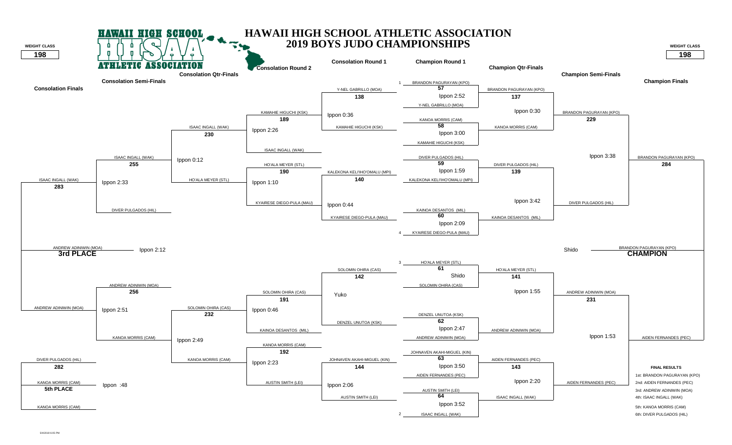# HAWAII HIGH SCHOOL ATHLETIC ASSOCIATION
## 2019 BOYS JUDO CHAMPIONSHIPS

**WEIGHT CLASS: 198**

### Champion Round 1

| Match | Competitor 1 | Competitor 2 | Result |
|---|---|---|---|
| 57 | 1 BRANDON PAGURAYAN (KPO) | Y-NEL GABRILLO (MOA) | Ippon 2:52 |
| 58 | KANOA MORRIS (CAM) | KAMAHIE HIGUCHI (KSK) | Ippon 3:00 |
| 59 | DIVER PULGADOS (HIL) | KALEKONA KELI'IHO'OMALU (MPI) | Ippon 1:59 |
| 60 | KAINOA DESANTOS (MIL) | 4 KYAIRESE DIEGO-PULA (MAU) | Ippon 2:09 |
| 61 | 3 HO'ALA MEYER (STL) | SOLOMIN OHIRA (CAS) | Shido |
| 62 | DENZEL UNUTOA (KSK) | ANDREW ADINIWIN (MOA) | Ippon 2:47 |
| 63 | JOHNAVEN AKAHI-MIGUEL (KIN) | AIDEN FERNANDES (PEC) | Ippon 3:50 |
| 64 | AUSTIN SMITH (LEI) | 2 ISAAC INGALL (WAK) | Ippon 3:52 |

### Champion Qtr-Finals

| Match | Competitor 1 | Competitor 2 | Result |
|---|---|---|---|
| 137 | BRANDON PAGURAYAN (KPO) | KANOA MORRIS (CAM) | Ippon 0:30 |
| 139 | DIVER PULGADOS (HIL) | KAINOA DESANTOS (MIL) | Ippon 3:42 |
| 141 | HO'ALA MEYER (STL) | ANDREW ADINIWIN (MOA) | Ippon 1:55 |
| 143 | AIDEN FERNANDES (PEC) | ISAAC INGALL (WAK) | Ippon 2:20 |

### Champion Semi-Finals

| Match | Competitor 1 | Competitor 2 | Result |
|---|---|---|---|
| 229 | BRANDON PAGURAYAN (KPO) | DIVER PULGADOS (HIL) | Ippon 3:38 |
| 231 | ANDREW ADINIWIN (MOA) | AIDEN FERNANDES (PEC) | Ippon 1:53 |

### Champion Finals

| Match | Competitor 1 | Competitor 2 | Result |
|---|---|---|---|
| 284 | BRANDON PAGURAYAN (KPO) | AIDEN FERNANDES (PEC) | Shido |

**CHAMPION:** BRANDON PAGURAYAN (KPO)

### Consolation Round 1

| Match | Competitor 1 | Competitor 2 | Result |
|---|---|---|---|
| 138 | Y-NEL GABRILLO (MOA) | KAMAHIE HIGUCHI (KSK) | Ippon 0:36 |
| 140 | KALEKONA KELI'IHO'OMALU (MPI) | KYAIRESE DIEGO-PULA (MAU) | Ippon 0:44 |
| 142 | SOLOMIN OHIRA (CAS) | DENZEL UNUTOA (KSK) | Yuko |
| 144 | JOHNAVEN AKAHI-MIGUEL (KIN) | AUSTIN SMITH (LEI) | Ippon 2:06 |

### Consolation Round 2

| Match | Competitor 1 | Competitor 2 | Result |
|---|---|---|---|
| 189 | KAMAHIE HIGUCHI (KSK) | ISAAC INGALL (WAK) | Ippon 2:26 |
| 190 | HO'ALA MEYER (STL) | KYAIRESE DIEGO-PULA (MAU) | Ippon 1:10 |
| 191 | SOLOMIN OHIRA (CAS) | KAINOA DESANTOS (MIL) | Ippon 0:46 |
| 192 | KANOA MORRIS (CAM) | AUSTIN SMITH (LEI) | Ippon 2:23 |

### Consolation Qtr-Finals

| Match | Competitor 1 | Competitor 2 | Result |
|---|---|---|---|
| 230 | ISAAC INGALL (WAK) | HO'ALA MEYER (STL) | Ippon 0:12 |
| 232 | SOLOMIN OHIRA (CAS) | KANOA MORRIS (CAM) | Ippon 2:49 |

### Consolation Semi-Finals

| Match | Competitor 1 | Competitor 2 | Result |
|---|---|---|---|
| 255 | ISAAC INGALL (WAK) | DIVER PULGADOS (HIL) | Ippon 2:33 |
| 256 | ANDREW ADINIWIN (MOA) | KANOA MORRIS (CAM) | Ippon 2:51 |

### Consolation Finals

| Match | Competitor 1 | Competitor 2 | Result |
|---|---|---|---|
| 283 | ISAAC INGALL (WAK) | ANDREW ADINIWIN (MOA) | Ippon 2:12 |
| 282 | DIVER PULGADOS (HIL) | KANOA MORRIS (CAM) | Ippon :48 |

**3rd PLACE:** ANDREW ADINIWIN (MOA)

**5th PLACE:** KANOA MORRIS (CAM)

### FINAL RESULTS

1st: BRANDON PAGURAYAN (KPO)
2nd: AIDEN FERNANDES (PEC)
3rd: ANDREW ADINIWIN (MOA)
4th: ISAAC INGALL (WAK)
5th: KANOA MORRIS (CAM)
6th: DIVER PULGADOS (HIL)

5/4/2019 6:05 PM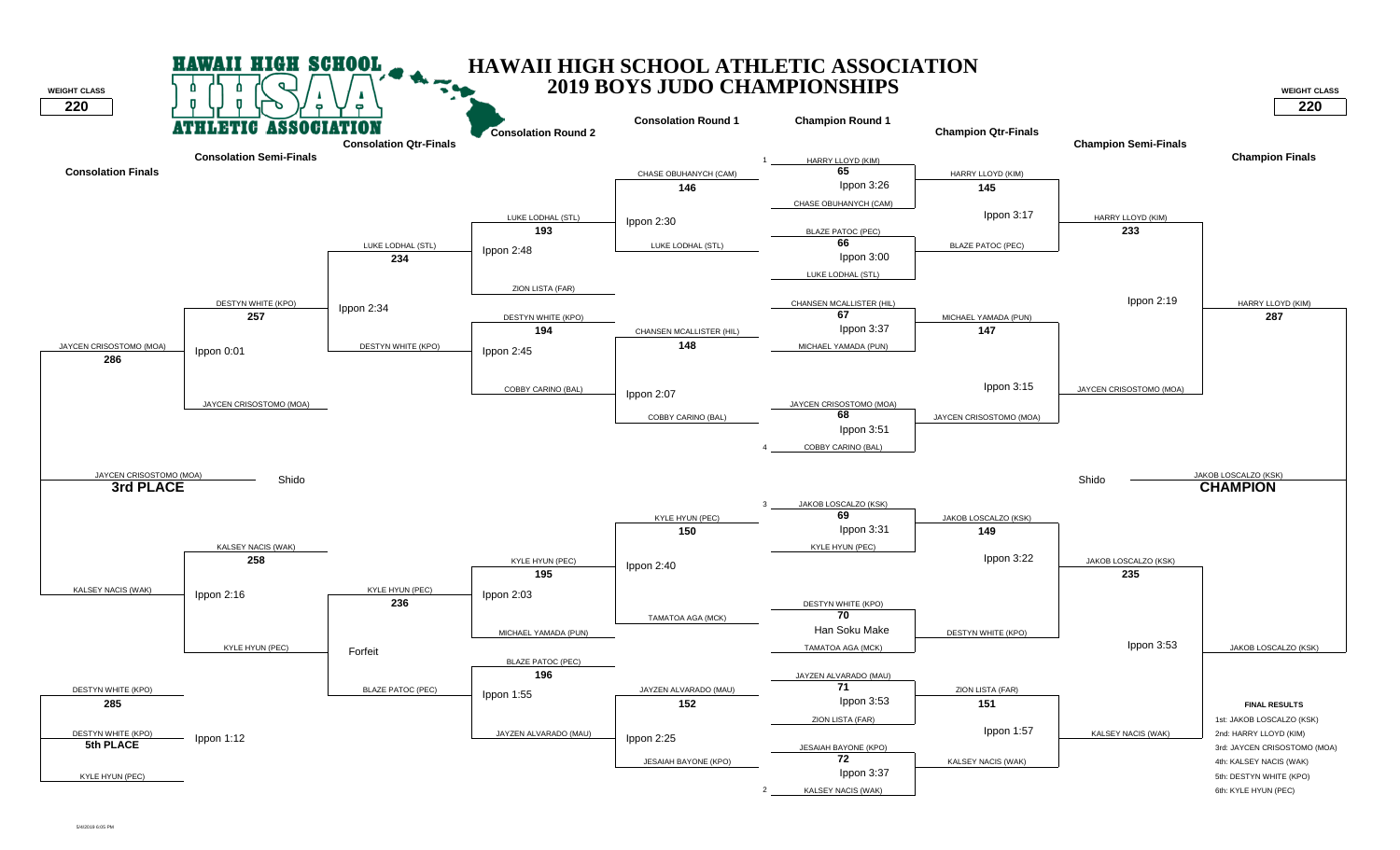# HAWAII HIGH SCHOOL ATHLETIC ASSOCIATION
## 2019 BOYS JUDO CHAMPIONSHIPS

**WEIGHT CLASS: 220**

### Champion Round 1

| Match | Competitor 1 | Competitor 2 | Result |
|---|---|---|---|
| 65 | 1 HARRY LLOYD (KIM) | CHASE OBUHANYCH (CAM) | Ippon 3:26 |
| 66 | BLAZE PATOC (PEC) | LUKE LODHAL (STL) | Ippon 3:00 |
| 67 | CHANSEN MCALLISTER (HIL) | MICHAEL YAMADA (PUN) | Ippon 3:37 |
| 68 | JAYCEN CRISOSTOMO (MOA) | 4 COBBY CARINO (BAL) | Ippon 3:51 |
| 69 | 3 JAKOB LOSCALZO (KSK) | KYLE HYUN (PEC) | Ippon 3:31 |
| 70 | DESTYN WHITE (KPO) | TAMATOA AGA (MCK) | Han Soku Make |
| 71 | JAYZEN ALVARADO (MAU) | ZION LISTA (FAR) | Ippon 3:53 |
| 72 | JESAIAH BAYONE (KPO) | 2 KALSEY NACIS (WAK) | Ippon 3:37 |

### Champion Qtr-Finals

| Match | Competitor 1 | Competitor 2 | Result |
|---|---|---|---|
| 145 | HARRY LLOYD (KIM) | BLAZE PATOC (PEC) | Ippon 3:17 |
| 147 | MICHAEL YAMADA (PUN) | JAYCEN CRISOSTOMO (MOA) | Ippon 3:15 |
| 149 | JAKOB LOSCALZO (KSK) | DESTYN WHITE (KPO) | Ippon 3:22 |
| 151 | ZION LISTA (FAR) | KALSEY NACIS (WAK) | Ippon 1:57 |

### Champion Semi-Finals

| Match | Competitor 1 | Competitor 2 | Result |
|---|---|---|---|
| 233 | HARRY LLOYD (KIM) | JAYCEN CRISOSTOMO (MOA) | Ippon 2:19 |
| 235 | JAKOB LOSCALZO (KSK) | KALSEY NACIS (WAK) | Ippon 3:53 |

### Champion Finals

| Match | Competitor 1 | Competitor 2 | Result |
|---|---|---|---|
| 287 | HARRY LLOYD (KIM) | JAKOB LOSCALZO (KSK) | Shido |

**CHAMPION:** JAKOB LOSCALZO (KSK)

### Consolation Round 1

| Match | Competitor 1 | Competitor 2 | Result |
|---|---|---|---|
| 146 | CHASE OBUHANYCH (CAM) | LUKE LODHAL (STL) | Ippon 2:30 |
| 148 | CHANSEN MCALLISTER (HIL) | COBBY CARINO (BAL) | Ippon 2:07 |
| 150 | KYLE HYUN (PEC) | TAMATOA AGA (MCK) | Ippon 2:40 |
| 152 | JAYZEN ALVARADO (MAU) | JESAIAH BAYONE (KPO) | Ippon 2:25 |

### Consolation Round 2

| Match | Competitor 1 | Competitor 2 | Result |
|---|---|---|---|
| 193 | LUKE LODHAL (STL) | ZION LISTA (FAR) | Ippon 2:48 |
| 194 | DESTYN WHITE (KPO) | COBBY CARINO (BAL) | Ippon 2:45 |
| 195 | KYLE HYUN (PEC) | MICHAEL YAMADA (PUN) | Ippon 2:03 |
| 196 | BLAZE PATOC (PEC) | JAYZEN ALVARADO (MAU) | Ippon 1:55 |

### Consolation Qtr-Finals

| Match | Competitor 1 | Competitor 2 | Result |
|---|---|---|---|
| 234 | LUKE LODHAL (STL) | DESTYN WHITE (KPO) | Ippon 2:34 |
| 236 | KYLE HYUN (PEC) | BLAZE PATOC (PEC) | Forfeit |

### Consolation Semi-Finals

| Match | Competitor 1 | Competitor 2 | Result |
|---|---|---|---|
| 257 | DESTYN WHITE (KPO) | JAYCEN CRISOSTOMO (MOA) | Ippon 0:01 |
| 258 | KALSEY NACIS (WAK) | KYLE HYUN (PEC) | Ippon 2:16 |

### Consolation Finals

| Match | Competitor 1 | Competitor 2 | Result |
|---|---|---|---|
| 286 | JAYCEN CRISOSTOMO (MOA) | KALSEY NACIS (WAK) | Shido |
| 285 | DESTYN WHITE (KPO) | KYLE HYUN (PEC) | Ippon 1:12 |

**3rd PLACE:** JAYCEN CRISOSTOMO (MOA)

**5th PLACE:** DESTYN WHITE (KPO)

### FINAL RESULTS

1st: JAKOB LOSCALZO (KSK)
2nd: HARRY LLOYD (KIM)
3rd: JAYCEN CRISOSTOMO (MOA)
4th: KALSEY NACIS (WAK)
5th: DESTYN WHITE (KPO)
6th: KYLE HYUN (PEC)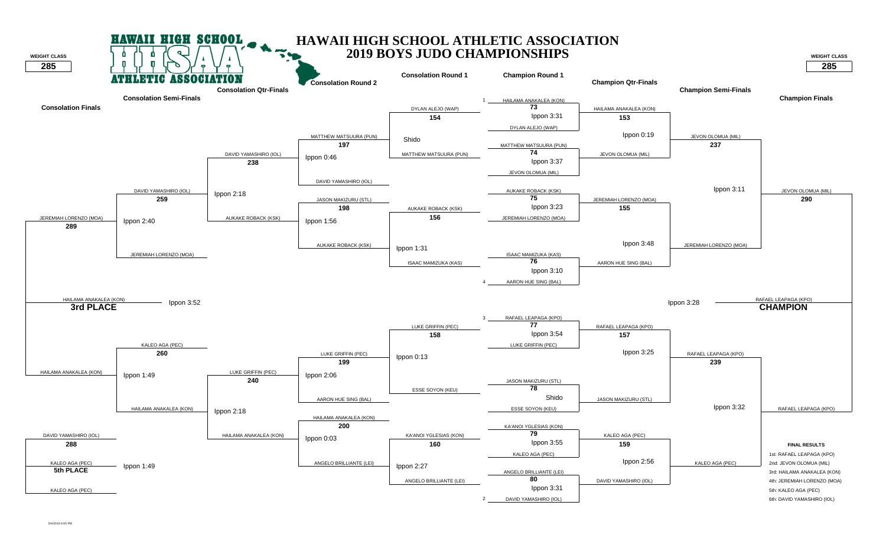# HAWAII HIGH SCHOOL ATHLETIC ASSOCIATION
## 2019 BOYS JUDO CHAMPIONSHIPS

WEIGHT CLASS **285**

### Champion Bracket

**Champion Round 1**

- Match 73: 1 HAILAMA ANAKALEA (KON) vs DYLAN ALEJO (WAP) — Ippon 3:31
- Match 74: MATTHEW MATSUURA (PUN) vs JEVON OLOMUA (MIL) — Ippon 3:37
- Match 75: AUKAKE ROBACK (KSK) vs JEREMIAH LORENZO (MOA) — Ippon 3:23
- Match 76: ISAAC MAMIZUKA (KAS) vs 4 AARON HUE SING (BAL) — Ippon 3:10
- Match 77: 3 RAFAEL LEAPAGA (KPO) vs LUKE GRIFFIN (PEC) — Ippon 3:54
- Match 78: JASON MAKIZURU (STL) vs ESSE SOYON (KEU) — Shido
- Match 79: KA'ANOI YGLESIAS (KON) vs KALEO AGA (PEC) — Ippon 3:55
- Match 80: ANGELO BRILLIANTE (LEI) vs 2 DAVID YAMASHIRO (IOL) — Ippon 3:31

**Champion Qtr-Finals**

- Match 153: HAILAMA ANAKALEA (KON) vs JEVON OLOMUA (MIL) — Ippon 0:19
- Match 155: JEREMIAH LORENZO (MOA) vs AARON HUE SING (BAL) — Ippon 3:48
- Match 157: RAFAEL LEAPAGA (KPO) vs JASON MAKIZURU (STL) — Ippon 3:25
- Match 159: KALEO AGA (PEC) vs DAVID YAMASHIRO (IOL) — Ippon 2:56

**Champion Semi-Finals**

- Match 237: JEVON OLOMUA (MIL) vs JEREMIAH LORENZO (MOA) — Ippon 3:11
- Match 239: RAFAEL LEAPAGA (KPO) vs KALEO AGA (PEC) — Ippon 3:32

**Champion Finals**

- Match 290: JEVON OLOMUA (MIL) vs RAFAEL LEAPAGA (KPO) — Ippon 3:28
- **CHAMPION**: RAFAEL LEAPAGA (KPO)

### Consolation Bracket

**Consolation Round 1**

- Match 154: DYLAN ALEJO (WAP) vs MATTHEW MATSUURA (PUN) — Shido
- Match 156: AUKAKE ROBACK (KSK) vs ISAAC MAMIZUKA (KAS) — Ippon 1:31
- Match 158: LUKE GRIFFIN (PEC) vs ESSE SOYON (KEU) — Ippon 0:13
- Match 160: KA'ANOI YGLESIAS (KON) vs ANGELO BRILLIANTE (LEI) — Ippon 2:27

**Consolation Round 2**

- Match 197: MATTHEW MATSUURA (PUN) vs DAVID YAMASHIRO (IOL) — Ippon 0:46
- Match 198: JASON MAKIZURU (STL) vs AUKAKE ROBACK (KSK) — Ippon 1:56
- Match 199: LUKE GRIFFIN (PEC) vs AARON HUE SING (BAL) — Ippon 2:06
- Match 200: HAILAMA ANAKALEA (KON) vs ANGELO BRILLIANTE (LEI) — Ippon 0:03

**Consolation Qtr-Finals**

- Match 238: DAVID YAMASHIRO (IOL) vs AUKAKE ROBACK (KSK) — Ippon 2:18
- Match 240: LUKE GRIFFIN (PEC) vs HAILAMA ANAKALEA (KON) — Ippon 2:18

**Consolation Semi-Finals**

- Match 259: DAVID YAMASHIRO (IOL) vs JEREMIAH LORENZO (MOA) — Ippon 2:40
- Match 260: KALEO AGA (PEC) vs HAILAMA ANAKALEA (KON) — Ippon 1:49

**Consolation Finals**

- Match 289: JEREMIAH LORENZO (MOA) vs HAILAMA ANAKALEA (KON) — Ippon 3:52
- **3rd PLACE**: HAILAMA ANAKALEA (KON)
- Match 288: DAVID YAMASHIRO (IOL) vs KALEO AGA (PEC) — Ippon 1:49
- **5th PLACE**: KALEO AGA (PEC)

### FINAL RESULTS

1st: RAFAEL LEAPAGA (KPO)
2nd: JEVON OLOMUA (MIL)
3rd: HAILAMA ANAKALEA (KON)
4th: JEREMIAH LORENZO (MOA)
5th: KALEO AGA (PEC)
6th: DAVID YAMASHIRO (IOL)

5/4/2019 6:05 PM